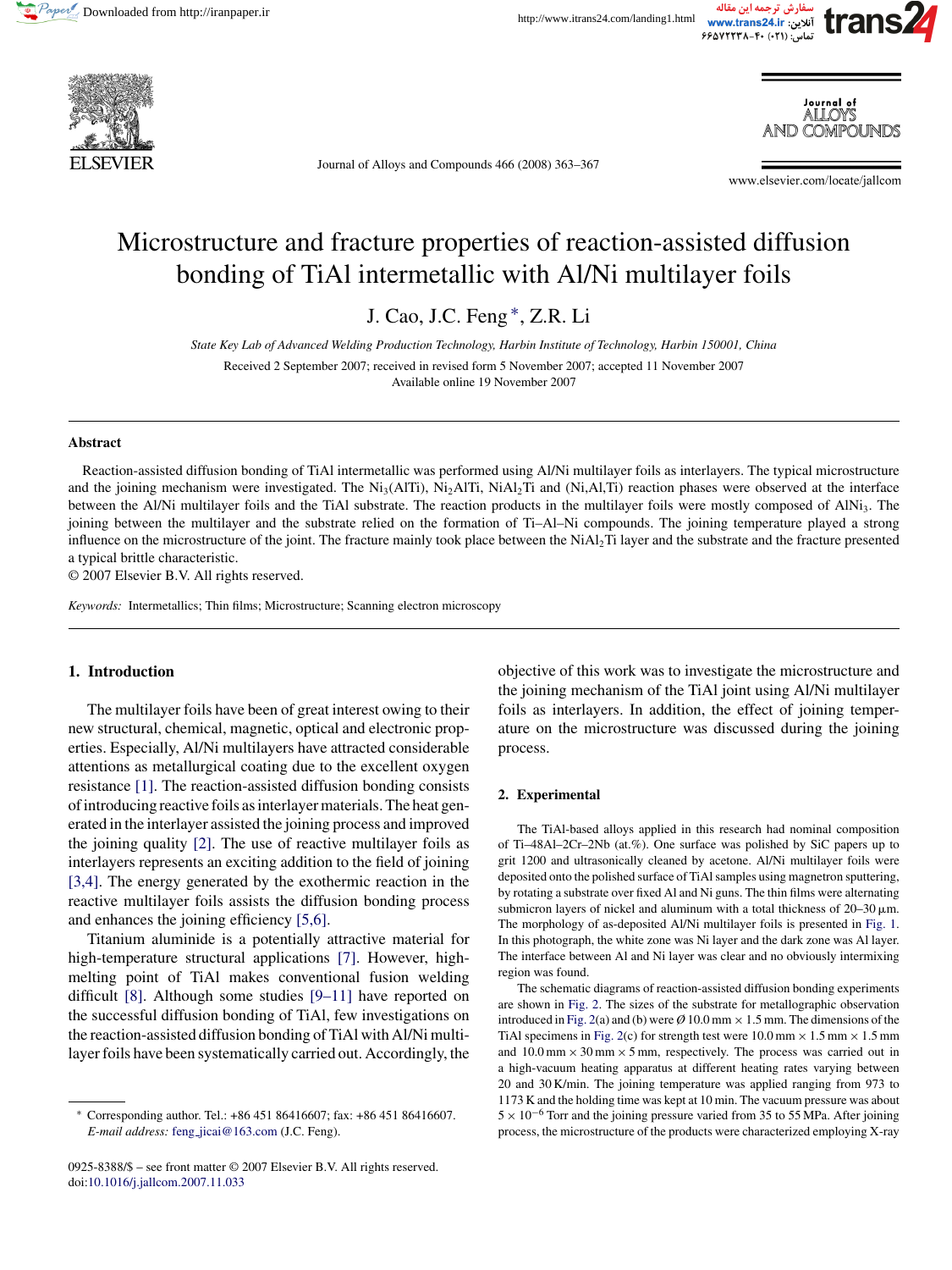# Microstructure and fracture properties of reaction-assisted diffusion bonding of TiAl intermetallic with Al/Ni multilayer foils

J. Cao, J.C. Feng *, Z.R. Li

*State Key Lab of Advanced Welding Production Technology, Harbin Institute of Technology, Harbin 150001, China*

Received 2 September 2007; received in revised form 5 November 2007; accepted 11 November 2007
Available online 19 November 2007

## Abstract

Reaction-assisted diffusion bonding of TiAl intermetallic was performed using Al/Ni multilayer foils as interlayers. The typical microstructure and the joining mechanism were investigated. The $Ni_3(AlTi)$, $Ni_2AlTi$, $NiAl_2Ti$ and (Ni,Al,Ti) reaction phases were observed at the interface between the Al/Ni multilayer foils and the TiAl substrate. The reaction products in the multilayer foils were mostly composed of $AlNi_3$. The joining between the multilayer and the substrate relied on the formation of Ti–Al–Ni compounds. The joining temperature played a strong influence on the microstructure of the joint. The fracture mainly took place between the $NiAl_2Ti$ layer and the substrate and the fracture presented a typical brittle characteristic.

© 2007 Elsevier B.V. All rights reserved.

*Keywords:* Intermetallics; Thin films; Microstructure; Scanning electron microscopy

## 1. Introduction

The multilayer foils have been of great interest owing to their new structural, chemical, magnetic, optical and electronic properties. Especially, Al/Ni multilayers have attracted considerable attentions as metallurgical coating due to the excellent oxygen resistance [1]. The reaction-assisted diffusion bonding consists of introducing reactive foils as interlayer materials. The heat generated in the interlayer assisted the joining process and improved the joining quality [2]. The use of reactive multilayer foils as interlayers represents an exciting addition to the field of joining [3,4]. The energy generated by the exothermic reaction in the reactive multilayer foils assists the diffusion bonding process and enhances the joining efficiency [5,6].

Titanium aluminide is a potentially attractive material for high-temperature structural applications [7]. However, high-melting point of TiAl makes conventional fusion welding difficult [8]. Although some studies [9–11] have reported on the successful diffusion bonding of TiAl, few investigations on the reaction-assisted diffusion bonding of TiAl with Al/Ni multilayer foils have been systematically carried out. Accordingly, the objective of this work was to investigate the microstructure and the joining mechanism of the TiAl joint using Al/Ni multilayer foils as interlayers. In addition, the effect of joining temperature on the microstructure was discussed during the joining process.

## 2. Experimental

The TiAl-based alloys applied in this research had nominal composition of Ti–48Al–2Cr–2Nb (at.%). One surface was polished by SiC papers up to grit 1200 and ultrasonically cleaned by acetone. Al/Ni multilayer foils were deposited onto the polished surface of TiAl samples using magnetron sputtering, by rotating a substrate over fixed Al and Ni guns. The thin films were alternating submicron layers of nickel and aluminum with a total thickness of 20–30 μm. The morphology of as-deposited Al/Ni multilayer foils is presented in Fig. 1. In this photograph, the white zone was Ni layer and the dark zone was Al layer. The interface between Al and Ni layer was clear and no obviously intermixing region was found.

The schematic diagrams of reaction-assisted diffusion bonding experiments are shown in Fig. 2. The sizes of the substrate for metallographic observation introduced in Fig. 2(a) and (b) were Ø 10.0 mm × 1.5 mm. The dimensions of the TiAl specimens in Fig. 2(c) for strength test were 10.0 mm × 1.5 mm × 1.5 mm and 10.0 mm × 30 mm × 5 mm, respectively. The process was carried out in a high-vacuum heating apparatus at different heating rates varying between 20 and 30 K/min. The joining temperature was applied ranging from 973 to 1173 K and the holding time was kept at 10 min. The vacuum pressure was about $5 \times 10^{-6}$ Torr and the joining pressure varied from 35 to 55 MPa. After joining process, the microstructure of the products were characterized employing X-ray

---

* Corresponding author. Tel.: +86 451 86416607; fax: +86 451 86416607.
*E-mail address:* feng_jicai@163.com (J.C. Feng).

0925-8388/$ – see front matter © 2007 Elsevier B.V. All rights reserved.
doi:10.1016/j.jallcom.2007.11.033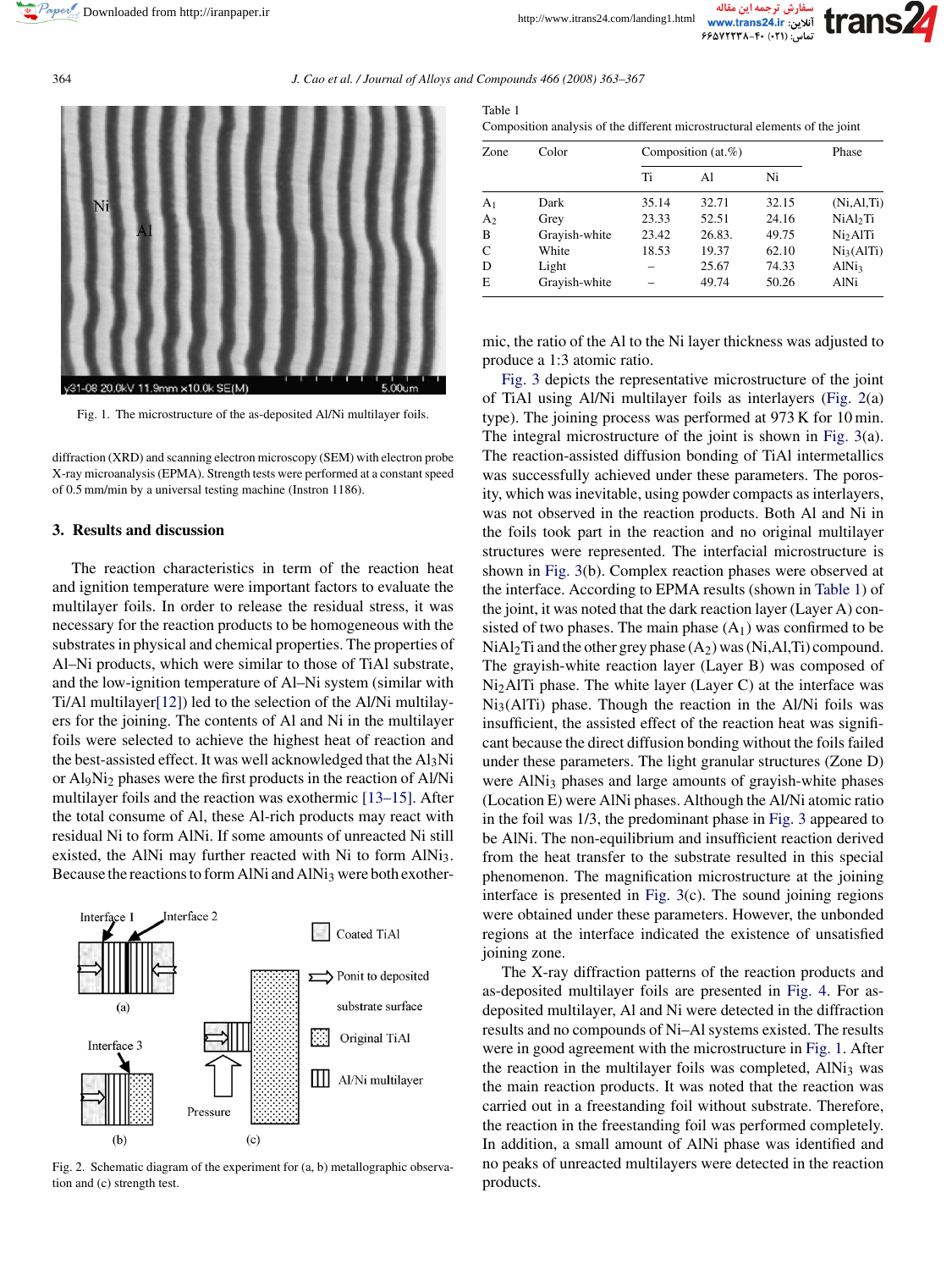Fig. 1. The microstructure of the as-deposited Al/Ni multilayer foils.

diffraction (XRD) and scanning electron microscopy (SEM) with electron probe X-ray microanalysis (EPMA). Strength tests were performed at a constant speed of 0.5 mm/min by a universal testing machine (Instron 1186).

## 3. Results and discussion

The reaction characteristics in term of the reaction heat and ignition temperature were important factors to evaluate the multilayer foils. In order to release the residual stress, it was necessary for the reaction products to be homogeneous with the substrates in physical and chemical properties. The properties of Al–Ni products, which were similar to those of TiAl substrate, and the low-ignition temperature of Al–Ni system (similar with Ti/Al multilayer[12]) led to the selection of the Al/Ni multilayers for the joining. The contents of Al and Ni in the multilayer foils were selected to achieve the highest heat of reaction and the best-assisted effect. It was well acknowledged that the $Al_3Ni$ or $Al_9Ni_2$ phases were the first products in the reaction of Al/Ni multilayer foils and the reaction was exothermic [13–15]. After the total consume of Al, these Al-rich products may react with residual Ni to form AlNi. If some amounts of unreacted Ni still existed, the AlNi may further reacted with Ni to form $AlNi_3$. Because the reactions to form AlNi and $AlNi_3$ were both exothermic, the ratio of the Al to the Ni layer thickness was adjusted to produce a 1:3 atomic ratio.

Fig. 2. Schematic diagram of the experiment for (a, b) metallographic observation and (c) strength test.

Table 1
Composition analysis of the different microstructural elements of the joint

| Zone | Color | Composition (at.%) | | | Phase |
|---|---|---|---|---|---|
| | | Ti | Al | Ni | |
| $A_1$ | Dark | 35.14 | 32.71 | 32.15 | (Ni,Al,Ti) |
| $A_2$ | Grey | 23.33 | 52.51 | 24.16 | $NiAl_2Ti$ |
| B | Grayish-white | 23.42 | 26.83. | 49.75 | $Ni_2AlTi$ |
| C | White | 18.53 | 19.37 | 62.10 | $Ni_3(AlTi)$ |
| D | Light | – | 25.67 | 74.33 | $AlNi_3$ |
| E | Grayish-white | – | 49.74 | 50.26 | AlNi |

Fig. 3 depicts the representative microstructure of the joint of TiAl using Al/Ni multilayer foils as interlayers (Fig. 2(a) type). The joining process was performed at 973 K for 10 min. The integral microstructure of the joint is shown in Fig. 3(a). The reaction-assisted diffusion bonding of TiAl intermetallics was successfully achieved under these parameters. The porosity, which was inevitable, using powder compacts as interlayers, was not observed in the reaction products. Both Al and Ni in the foils took part in the reaction and no original multilayer structures were represented. The interfacial microstructure is shown in Fig. 3(b). Complex reaction phases were observed at the interface. According to EPMA results (shown in Table 1) of the joint, it was noted that the dark reaction layer (Layer A) consisted of two phases. The main phase ($A_1$) was confirmed to be $NiAl_2Ti$ and the other grey phase ($A_2$) was (Ni,Al,Ti) compound. The grayish-white reaction layer (Layer B) was composed of $Ni_2AlTi$ phase. The white layer (Layer C) at the interface was $Ni_3(AlTi)$ phase. Though the reaction in the Al/Ni foils was insufficient, the assisted effect of the reaction heat was significant because the direct diffusion bonding without the foils failed under these parameters. The light granular structures (Zone D) were $AlNi_3$ phases and large amounts of grayish-white phases (Location E) were AlNi phases. Although the Al/Ni atomic ratio in the foil was 1/3, the predominant phase in Fig. 3 appeared to be AlNi. The non-equilibrium and insufficient reaction derived from the heat transfer to the substrate resulted in this special phenomenon. The magnification microstructure at the joining interface is presented in Fig. 3(c). The sound joining regions were obtained under these parameters. However, the unbonded regions at the interface indicated the existence of unsatisfied joining zone.

The X-ray diffraction patterns of the reaction products and as-deposited multilayer foils are presented in Fig. 4. For as-deposited multilayer, Al and Ni were detected in the diffraction results and no compounds of Ni–Al systems existed. The results were in good agreement with the microstructure in Fig. 1. After the reaction in the multilayer foils was completed, $AlNi_3$ was the main reaction products. It was noted that the reaction was carried out in a freestanding foil without substrate. Therefore, the reaction in the freestanding foil was performed completely. In addition, a small amount of AlNi phase was identified and no peaks of unreacted multilayers were detected in the reaction products.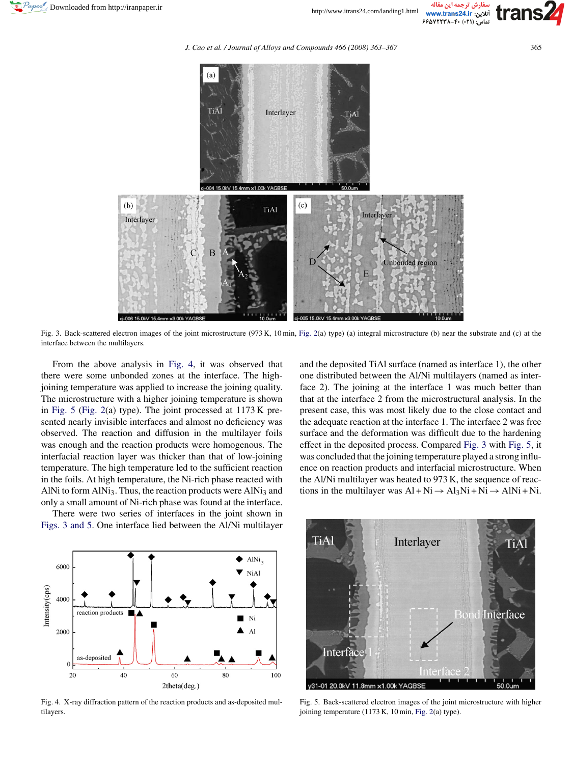Fig. 3. Back-scattered electron images of the joint microstructure (973 K, 10 min, Fig. 2(a) type) (a) integral microstructure (b) near the substrate and (c) at the interface between the multilayers.

From the above analysis in Fig. 4, it was observed that there were some unbonded zones at the interface. The high-joining temperature was applied to increase the joining quality. The microstructure with a higher joining temperature is shown in Fig. 5 (Fig. 2(a) type). The joint processed at 1173 K presented nearly invisible interfaces and almost no deficiency was observed. The reaction and diffusion in the multilayer foils was enough and the reaction products were homogenous. The interfacial reaction layer was thicker than that of low-joining temperature. The high temperature led to the sufficient reaction in the foils. At high temperature, the Ni-rich phase reacted with AlNi to form $AlNi_3$. Thus, the reaction products were $AlNi_3$ and only a small amount of Ni-rich phase was found at the interface.

There were two series of interfaces in the joint shown in Figs. 3 and 5. One interface lied between the Al/Ni multilayer and the deposited TiAl surface (named as interface 1), the other one distributed between the Al/Ni multilayers (named as interface 2). The joining at the interface 1 was much better than that at the interface 2 from the microstructural analysis. In the present case, this was most likely due to the close contact and the adequate reaction at the interface 1. The interface 2 was free surface and the deformation was difficult due to the hardening effect in the deposited process. Compared Fig. 3 with Fig. 5, it was concluded that the joining temperature played a strong influence on reaction products and interfacial microstructure. When the Al/Ni multilayer was heated to 973 K, the sequence of reactions in the multilayer was $Al + Ni \rightarrow Al_3Ni + Ni \rightarrow AlNi + Ni$.

Fig. 4. X-ray diffraction pattern of the reaction products and as-deposited multilayers.

Fig. 5. Back-scattered electron images of the joint microstructure with higher joining temperature (1173 K, 10 min, Fig. 2(a) type).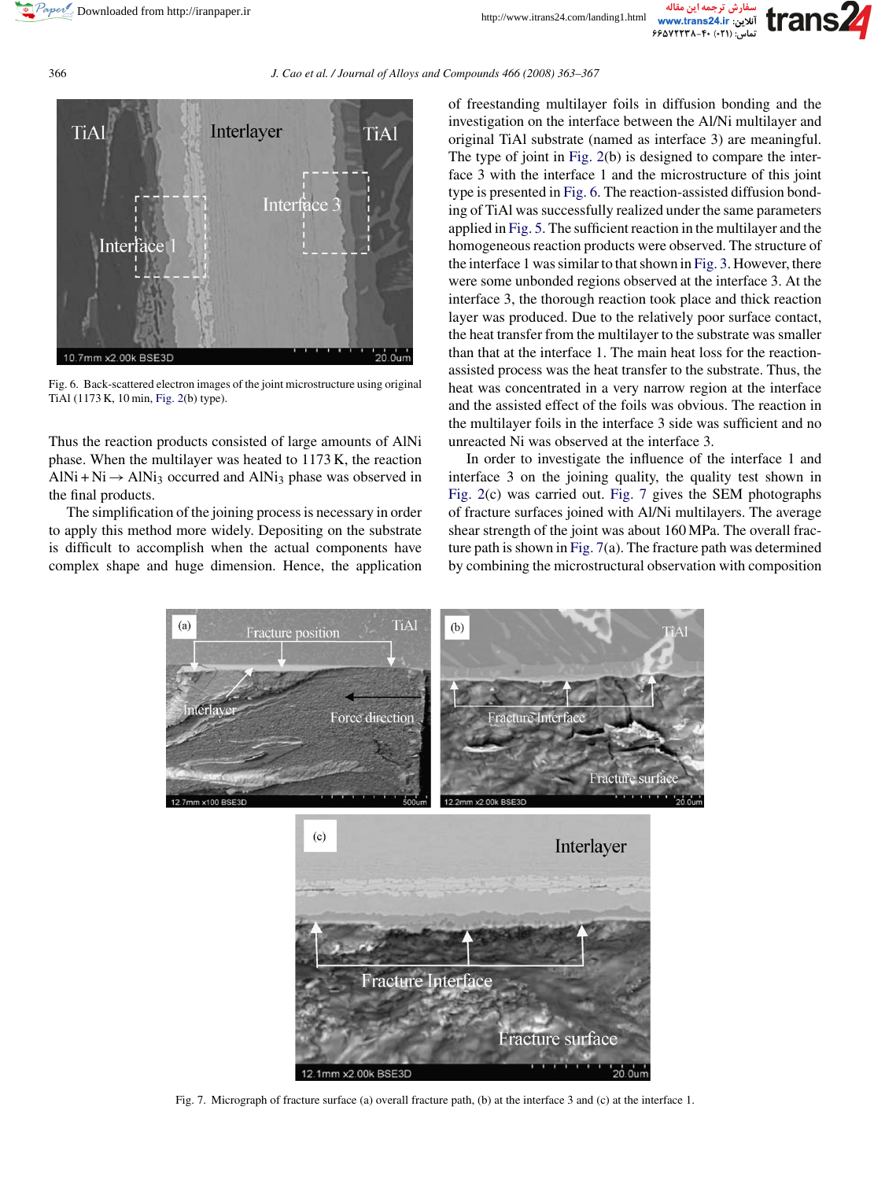Fig. 6. Back-scattered electron images of the joint microstructure using original TiAl (1173 K, 10 min, Fig. 2(b) type).

Thus the reaction products consisted of large amounts of AlNi phase. When the multilayer was heated to 1173 K, the reaction $AlNi + Ni \rightarrow AlNi_3$ occurred and $AlNi_3$ phase was observed in the final products.

The simplification of the joining process is necessary in order to apply this method more widely. Depositing on the substrate is difficult to accomplish when the actual components have complex shape and huge dimension. Hence, the application of freestanding multilayer foils in diffusion bonding and the investigation on the interface between the Al/Ni multilayer and original TiAl substrate (named as interface 3) are meaningful. The type of joint in Fig. 2(b) is designed to compare the interface 3 with the interface 1 and the microstructure of this joint type is presented in Fig. 6. The reaction-assisted diffusion bonding of TiAl was successfully realized under the same parameters applied in Fig. 5. The sufficient reaction in the multilayer and the homogeneous reaction products were observed. The structure of the interface 1 was similar to that shown in Fig. 3. However, there were some unbonded regions observed at the interface 3. At the interface 3, the thorough reaction took place and thick reaction layer was produced. Due to the relatively poor surface contact, the heat transfer from the multilayer to the substrate was smaller than that at the interface 1. The main heat loss for the reaction-assisted process was the heat transfer to the substrate. Thus, the heat was concentrated in a very narrow region at the interface and the assisted effect of the foils was obvious. The reaction in the multilayer foils in the interface 3 side was sufficient and no unreacted Ni was observed at the interface 3.

In order to investigate the influence of the interface 1 and interface 3 on the joining quality, the quality test shown in Fig. 2(c) was carried out. Fig. 7 gives the SEM photographs of fracture surfaces joined with Al/Ni multilayers. The average shear strength of the joint was about 160 MPa. The overall fracture path is shown in Fig. 7(a). The fracture path was determined by combining the microstructural observation with composition

Fig. 7. Micrograph of fracture surface (a) overall fracture path, (b) at the interface 3 and (c) at the interface 1.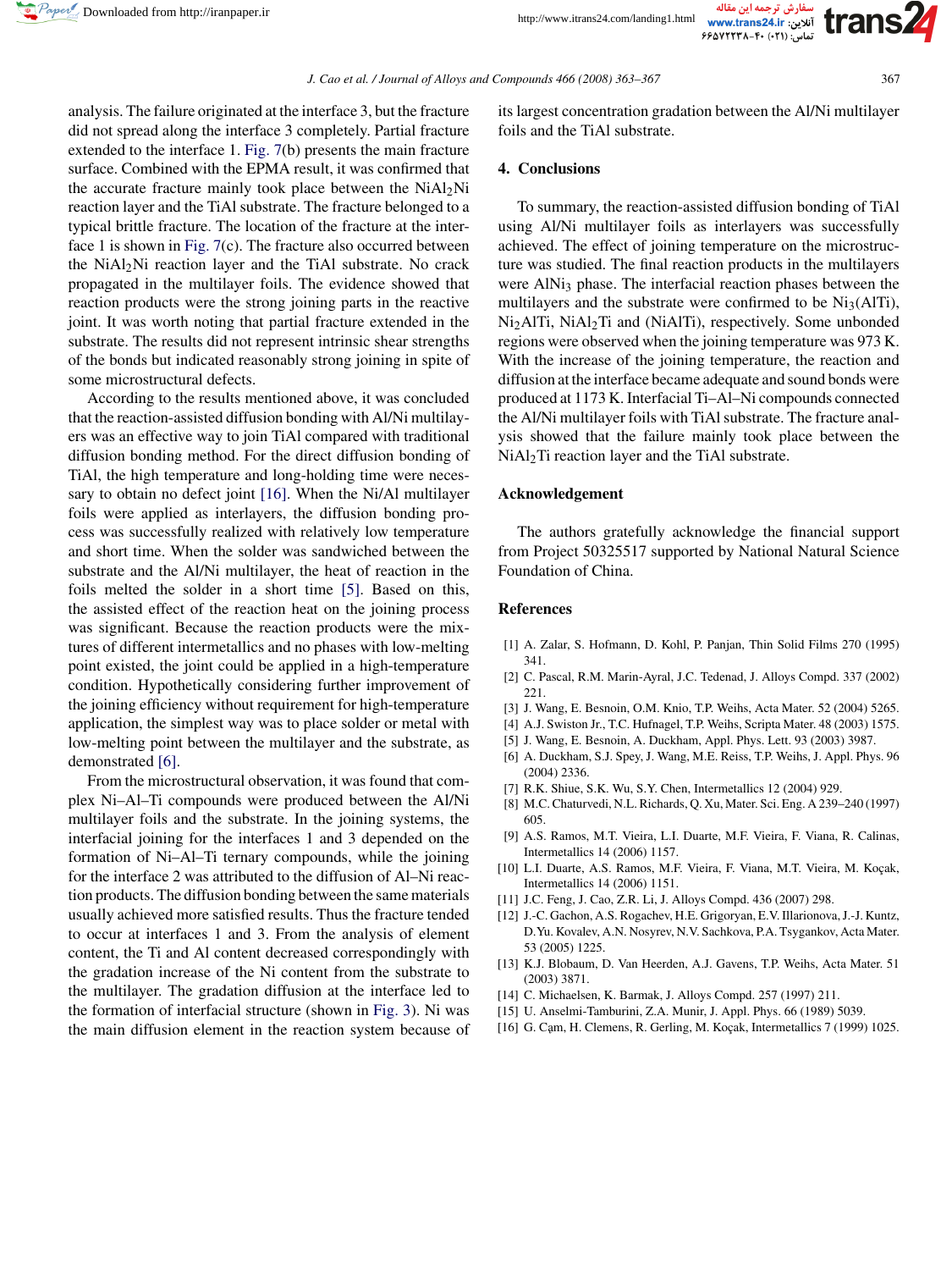analysis. The failure originated at the interface 3, but the fracture did not spread along the interface 3 completely. Partial fracture extended to the interface 1. Fig. 7(b) presents the main fracture surface. Combined with the EPMA result, it was confirmed that the accurate fracture mainly took place between the $NiAl_2Ni$ reaction layer and the TiAl substrate. The fracture belonged to a typical brittle fracture. The location of the fracture at the interface 1 is shown in Fig. 7(c). The fracture also occurred between the $NiAl_2Ni$ reaction layer and the TiAl substrate. No crack propagated in the multilayer foils. The evidence showed that reaction products were the strong joining parts in the reactive joint. It was worth noting that partial fracture extended in the substrate. The results did not represent intrinsic shear strengths of the bonds but indicated reasonably strong joining in spite of some microstructural defects.

According to the results mentioned above, it was concluded that the reaction-assisted diffusion bonding with Al/Ni multilayers was an effective way to join TiAl compared with traditional diffusion bonding method. For the direct diffusion bonding of TiAl, the high temperature and long-holding time were necessary to obtain no defect joint [16]. When the Ni/Al multilayer foils were applied as interlayers, the diffusion bonding process was successfully realized with relatively low temperature and short time. When the solder was sandwiched between the substrate and the Al/Ni multilayer, the heat of reaction in the foils melted the solder in a short time [5]. Based on this, the assisted effect of the reaction heat on the joining process was significant. Because the reaction products were the mixtures of different intermetallics and no phases with low-melting point existed, the joint could be applied in a high-temperature condition. Hypothetically considering further improvement of the joining efficiency without requirement for high-temperature application, the simplest way was to place solder or metal with low-melting point between the multilayer and the substrate, as demonstrated [6].

From the microstructural observation, it was found that complex Ni–Al–Ti compounds were produced between the Al/Ni multilayer foils and the substrate. In the joining systems, the interfacial joining for the interfaces 1 and 3 depended on the formation of Ni–Al–Ti ternary compounds, while the joining for the interface 2 was attributed to the diffusion of Al–Ni reaction products. The diffusion bonding between the same materials usually achieved more satisfied results. Thus the fracture tended to occur at interfaces 1 and 3. From the analysis of element content, the Ti and Al content decreased correspondingly with the gradation increase of the Ni content from the substrate to the multilayer. The gradation diffusion at the interface led to the formation of interfacial structure (shown in Fig. 3). Ni was the main diffusion element in the reaction system because of its largest concentration gradation between the Al/Ni multilayer foils and the TiAl substrate.

## 4. Conclusions

To summary, the reaction-assisted diffusion bonding of TiAl using Al/Ni multilayer foils as interlayers was successfully achieved. The effect of joining temperature on the microstructure was studied. The final reaction products in the multilayers were $AlNi_3$ phase. The interfacial reaction phases between the multilayers and the substrate were confirmed to be $Ni_3(AlTi)$, $Ni_2AlTi$, $NiAl_2Ti$ and (NiAlTi), respectively. Some unbonded regions were observed when the joining temperature was 973 K. With the increase of the joining temperature, the reaction and diffusion at the interface became adequate and sound bonds were produced at 1173 K. Interfacial Ti–Al–Ni compounds connected the Al/Ni multilayer foils with TiAl substrate. The fracture analysis showed that the failure mainly took place between the $NiAl_2Ti$ reaction layer and the TiAl substrate.

## Acknowledgement

The authors gratefully acknowledge the financial support from Project 50325517 supported by National Natural Science Foundation of China.

## References

[1] A. Zalar, S. Hofmann, D. Kohl, P. Panjan, Thin Solid Films 270 (1995) 341.
[2] C. Pascal, R.M. Marin-Ayral, J.C. Tedenad, J. Alloys Compd. 337 (2002) 221.
[3] J. Wang, E. Besnoin, O.M. Knio, T.P. Weihs, Acta Mater. 52 (2004) 5265.
[4] A.J. Swiston Jr., T.C. Hufnagel, T.P. Weihs, Scripta Mater. 48 (2003) 1575.
[5] J. Wang, E. Besnoin, A. Duckham, Appl. Phys. Lett. 93 (2003) 3987.
[6] A. Duckham, S.J. Spey, J. Wang, M.E. Reiss, T.P. Weihs, J. Appl. Phys. 96 (2004) 2336.
[7] R.K. Shiue, S.K. Wu, S.Y. Chen, Intermetallics 12 (2004) 929.
[8] M.C. Chaturvedi, N.L. Richards, Q. Xu, Mater. Sci. Eng. A 239–240 (1997) 605.
[9] A.S. Ramos, M.T. Vieira, L.I. Duarte, M.F. Vieira, F. Viana, R. Calinas, Intermetallics 14 (2006) 1157.
[10] L.I. Duarte, A.S. Ramos, M.F. Vieira, F. Viana, M.T. Vieira, M. Koçak, Intermetallics 14 (2006) 1151.
[11] J.C. Feng, J. Cao, Z.R. Li, J. Alloys Compd. 436 (2007) 298.
[12] J.-C. Gachon, A.S. Rogachev, H.E. Grigoryan, E.V. Illarionova, J.-J. Kuntz, D.Yu. Kovalev, A.N. Nosyrev, N.V. Sachkova, P.A. Tsygankov, Acta Mater. 53 (2005) 1225.
[13] K.J. Blobaum, D. Van Heerden, A.J. Gavens, T.P. Weihs, Acta Mater. 51 (2003) 3871.
[14] C. Michaelsen, K. Barmak, J. Alloys Compd. 257 (1997) 211.
[15] U. Anselmi-Tamburini, Z.A. Munir, J. Appl. Phys. 66 (1989) 5039.
[16] G. Çam, H. Clemens, R. Gerling, M. Koçak, Intermetallics 7 (1999) 1025.